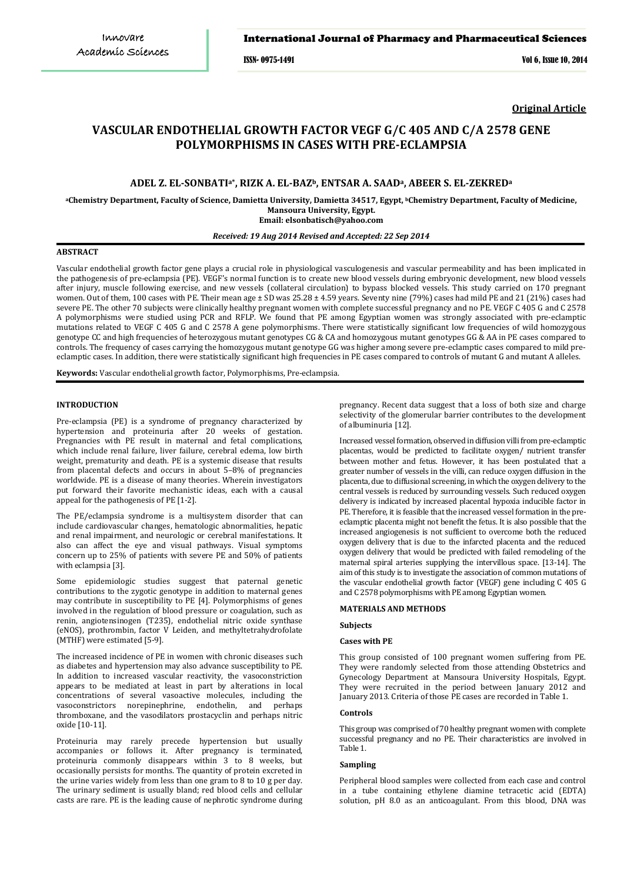**Original Article**

# VASCULAR ENDOTHELIAL GROWTH FACTOR VEGF G/C 405 AND C/A 2578 GENE POLYMORPHISMS IN CASES WITH PRE-ECLAMPSIA

**ADEL Z. EL-SONBATI[a*], RIZK A. EL-BAZ[b], ENTSAR A. SAAD[a], ABEER S. EL-ZEKRED[a]**

[a]Chemistry Department, Faculty of Science, Damietta University, Damietta 34517, Egypt, [b]Chemistry Department, Faculty of Medicine, Mansoura University, Egypt.
Email: elsonbatisch@yahoo.com

*Received: 19 Aug 2014 Revised and Accepted: 22 Sep 2014*

## ABSTRACT

Vascular endothelial growth factor gene plays a crucial role in physiological vasculogenesis and vascular permeability and has been implicated in the pathogenesis of pre-eclampsia (PE). VEGF's normal function is to create new blood vessels during embryonic development, new blood vessels after injury, muscle following exercise, and new vessels (collateral circulation) to bypass blocked vessels. This study carried on 170 pregnant women. Out of them, 100 cases with PE. Their mean age ± SD was 25.28 ± 4.59 years. Seventy nine (79%) cases had mild PE and 21 (21%) cases had severe PE. The other 70 subjects were clinically healthy pregnant women with complete successful pregnancy and no PE. VEGF C 405 G and C 2578 A polymorphisms were studied using PCR and RFLP. We found that PE among Egyptian women was strongly associated with pre-eclamptic mutations related to VEGF C 405 G and C 2578 A gene polymorphisms. There were statistically significant low frequencies of wild homozygous genotype CC and high frequencies of heterozygous mutant genotypes CG & CA and homozygous mutant genotypes GG & AA in PE cases compared to controls. The frequency of cases carrying the homozygous mutant genotype GG was higher among severe pre-eclamptic cases compared to mild pre-eclamptic cases. In addition, there were statistically significant high frequencies in PE cases compared to controls of mutant G and mutant A alleles.

**Keywords:** Vascular endothelial growth factor, Polymorphisms, Pre-eclampsia.

## INTRODUCTION

Pre-eclampsia (PE) is a syndrome of pregnancy characterized by hypertension and proteinuria after 20 weeks of gestation. Pregnancies with PE result in maternal and fetal complications, which include renal failure, liver failure, cerebral edema, low birth weight, prematurity and death. PE is a systemic disease that results from placental defects and occurs in about 5–8% of pregnancies worldwide. PE is a disease of many theories. Wherein investigators put forward their favorite mechanistic ideas, each with a causal appeal for the pathogenesis of PE [1-2].

The PE/eclampsia syndrome is a multisystem disorder that can include cardiovascular changes, hematologic abnormalities, hepatic and renal impairment, and neurologic or cerebral manifestations. It also can affect the eye and visual pathways. Visual symptoms concern up to 25% of patients with severe PE and 50% of patients with eclampsia [3].

Some epidemiologic studies suggest that paternal genetic contributions to the zygotic genotype in addition to maternal genes may contribute in susceptibility to PE [4]. Polymorphisms of genes involved in the regulation of blood pressure or coagulation, such as renin, angiotensinogen (T235), endothelial nitric oxide synthase (eNOS), prothrombin, factor V Leiden, and methyltetrahydrofolate (MTHF) were estimated [5-9].

The increased incidence of PE in women with chronic diseases such as diabetes and hypertension may also advance susceptibility to PE. In addition to increased vascular reactivity, the vasoconstriction appears to be mediated at least in part by alterations in local concentrations of several vasoactive molecules, including the vasoconstrictors norepinephrine, endothelin, and perhaps thromboxane, and the vasodilators prostacyclin and perhaps nitric oxide [10-11].

Proteinuria may rarely precede hypertension but usually accompanies or follows it. After pregnancy is terminated, proteinuria commonly disappears within 3 to 8 weeks, but occasionally persists for months. The quantity of protein excreted in the urine varies widely from less than one gram to 8 to 10 g per day. The urinary sediment is usually bland; red blood cells and cellular casts are rare. PE is the leading cause of nephrotic syndrome during pregnancy. Recent data suggest that a loss of both size and charge selectivity of the glomerular barrier contributes to the development of albuminuria [12].

Increased vessel formation, observed in diffusion villi from pre-eclamptic placentas, would be predicted to facilitate oxygen/ nutrient transfer between mother and fetus. However, it has been postulated that a greater number of vessels in the villi, can reduce oxygen diffusion in the placenta, due to diffusional screening, in which the oxygen delivery to the central vessels is reduced by surrounding vessels. Such reduced oxygen delivery is indicated by increased placental hypoxia inducible factor in PE. Therefore, it is feasible that the increased vessel formation in the pre-eclamptic placenta might not benefit the fetus. It is also possible that the increased angiogenesis is not sufficient to overcome both the reduced oxygen delivery that is due to the infarcted placenta and the reduced oxygen delivery that would be predicted with failed remodeling of the maternal spiral arteries supplying the intervillous space. [13-14]. The aim of this study is to investigate the association of common mutations of the vascular endothelial growth factor (VEGF) gene including C 405 G and C 2578 polymorphisms with PE among Egyptian women.

## MATERIALS AND METHODS

### Subjects

#### Cases with PE

This group consisted of 100 pregnant women suffering from PE. They were randomly selected from those attending Obstetrics and Gynecology Department at Mansoura University Hospitals, Egypt. They were recruited in the period between January 2012 and January 2013. Criteria of those PE cases are recorded in Table 1.

#### Controls

This group was comprised of 70 healthy pregnant women with complete successful pregnancy and no PE. Their characteristics are involved in Table 1.

### Sampling

Peripheral blood samples were collected from each case and control in a tube containing ethylene diamine tetracetic acid (EDTA) solution, pH 8.0 as an anticoagulant. From this blood, DNA was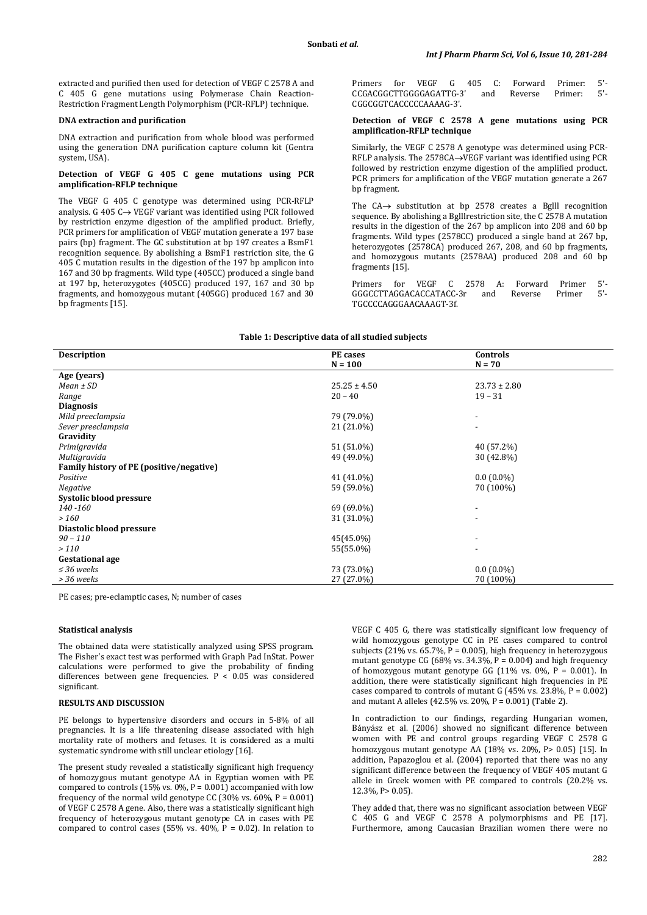extracted and purified then used for detection of VEGF C 2578 A and C 405 G gene mutations using Polymerase Chain Reaction-Restriction Fragment Length Polymorphism (PCR-RFLP) technique.

### DNA extraction and purification

DNA extraction and purification from whole blood was performed using the generation DNA purification capture column kit (Gentra system, USA).

### Detection of VEGF G 405 C gene mutations using PCR amplification-RFLP technique

The VEGF G 405 C genotype was determined using PCR-RFLP analysis. G 405 C→ VEGF variant was identified using PCR followed by restriction enzyme digestion of the amplified product. Briefly, PCR primers for amplification of VEGF mutation generate a 197 base pairs (bp) fragment. The GC substitution at bp 197 creates a BsmF1 recognition sequence. By abolishing a BsmF1 restriction site, the G 405 C mutation results in the digestion of the 197 bp amplicon into 167 and 30 bp fragments. Wild type (405CC) produced a single band at 197 bp, heterozygotes (405CG) produced 197, 167 and 30 bp fragments, and homozygous mutant (405GG) produced 167 and 30 bp fragments [15].

Primers for VEGF G 405 C: Forward Primer: 5'-CCGACGGCTTGGGGAGATTG-3' and Reverse Primer: 5'-CGGCGGTCACCCCCAAAAG-3'.

### Detection of VEGF C 2578 A gene mutations using PCR amplification-RFLP technique

Similarly, the VEGF C 2578 A genotype was determined using PCR-RFLP analysis. The 2578CA→VEGF variant was identified using PCR followed by restriction enzyme digestion of the amplified product. PCR primers for amplification of the VEGF mutation generate a 267 bp fragment.

The CA→ substitution at bp 2578 creates a BglI recognition sequence. By abolishing a BglIIrestriction site, the C 2578 A mutation results in the digestion of the 267 bp amplicon into 208 and 60 bp fragments. Wild types (2578CC) produced a single band at 267 bp, heterozygotes (2578CA) produced 267, 208, and 60 bp fragments, and homozygous mutants (2578AA) produced 208 and 60 bp fragments [15].

Primers for VEGF C 2578 A: Forward Primer 5'-GGGCCTTAGGACACCATACC-3r and Reverse Primer 5'-TGCCCCAGGGAACAAAGT-3f.

**Table 1: Descriptive data of all studied subjects**

| Description | PE cases N = 100 | Controls N = 70 |
|---|---|---|
| **Age (years)** | | |
| *Mean ± SD* | 25.25 ± 4.50 | 23.73 ± 2.80 |
| *Range* | 20 – 40 | 19 – 31 |
| **Diagnosis** | | |
| *Mild preeclampsia* | 79 (79.0%) | - |
| *Sever preeclampsia* | 21 (21.0%) | - |
| **Gravidity** | | |
| *Primigravida* | 51 (51.0%) | 40 (57.2%) |
| *Multigravida* | 49 (49.0%) | 30 (42.8%) |
| **Family history of PE (positive/negative)** | | |
| *Positive* | 41 (41.0%) | 0.0 (0.0%) |
| *Negative* | 59 (59.0%) | 70 (100%) |
| **Systolic blood pressure** | | |
| *140 -160* | 69 (69.0%) | - |
| *> 160* | 31 (31.0%) | - |
| **Diastolic blood pressure** | | |
| *90 – 110* | 45(45.0%) | - |
| *> 110* | 55(55.0%) | - |
| **Gestational age** | | |
| *≤ 36 weeks* | 73 (73.0%) | 0.0 (0.0%) |
| *> 36 weeks* | 27 (27.0%) | 70 (100%) |

PE cases; pre-eclamptic cases, N; number of cases

### Statistical analysis

The obtained data were statistically analyzed using SPSS program. The Fisher's exact test was performed with Graph Pad InStat. Power calculations were performed to give the probability of finding differences between gene frequencies. $P < 0.05$ was considered significant.

## RESULTS AND DISCUSSION

PE belongs to hypertensive disorders and occurs in 5-8% of all pregnancies. It is a life threatening disease associated with high mortality rate of mothers and fetuses. It is considered as a multi systamic syndrome with still unclear etiology [16].

The present study revealed a statistically significant high frequency of homozygous mutant genotype AA in Egyptian women with PE compared to controls (15% vs. 0%, $P = 0.001$) accompanied with low frequency of the normal wild genotype CC (30% vs. 60%, $P = 0.001$) of VEGF C 2578 A gene. Also, there was a statistically significant high frequency of heterozygous mutant genotype CA in cases with PE compared to control cases (55% vs. 40%, $P = 0.02$). In relation to VEGF C 405 G, there was statistically significant low frequency of wild homozygous genotype CC in PE cases compared to control subjects (21% vs. 65.7%, $P = 0.005$), high frequency in heterozygous mutant genotype CG (68% vs. 34.3%, $P = 0.004$) and high frequency of homozygous mutant genotype GG (11% vs. 0%, $P = 0.001$). In addition, there were statistically significant high frequencies in PE cases compared to controls of mutant G (45% vs. 23.8%, $P = 0.002$) and mutant A alleles (42.5% vs. 20%, $P = 0.001$) (Table 2).

In contradiction to our findings, regarding Hungarian women, Bányász et al. (2006) showed no significant difference between women with PE and control groups regarding VEGF C 2578 G homozygous mutant genotype AA (18% vs. 20%, $P > 0.05$) [15]. In addition, Papazoglou et al. (2004) reported that there was no any significant difference between the frequency of VEGF 405 mutant G allele in Greek women with PE compared to controls (20.2% vs. 12.3%, $P > 0.05$).

They added that, there was no significant association between VEGF C 405 G and VEGF C 2578 A polymorphisms and PE [17]. Furthermore, among Caucasian Brazilian women there were no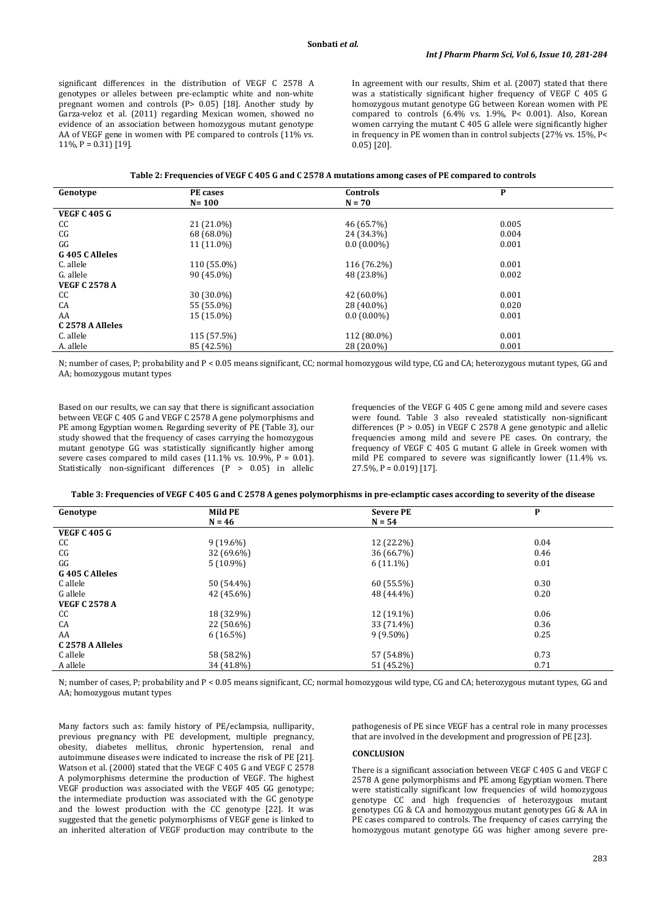significant differences in the distribution of VEGF C 2578 A genotypes or alleles between pre-eclamptic white and non-white pregnant women and controls (P> 0.05) [18]. Another study by Garza-veloz et al. (2011) regarding Mexican women, showed no evidence of an association between homozygous mutant genotype AA of VEGF gene in women with PE compared to controls (11% vs. 11%, P = 0.31) [19].

In agreement with our results, Shim et al. (2007) stated that there was a statistically significant higher frequency of VEGF C 405 G homozygous mutant genotype GG between Korean women with PE compared to controls (6.4% vs. 1.9%, P< 0.001). Also, Korean women carrying the mutant C 405 G allele were significantly higher in frequency in PE women than in control subjects (27% vs. 15%, P< 0.05) [20].

**Table 2: Frequencies of VEGF C 405 G and C 2578 A mutations among cases of PE compared to controls**

| Genotype | PE cases N= 100 | Controls N = 70 | P |
|---|---|---|---|
| **VEGF C 405 G** | | | |
| CC | 21 (21.0%) | 46 (65.7%) | 0.005 |
| CG | 68 (68.0%) | 24 (34.3%) | 0.004 |
| GG | 11 (11.0%) | 0.0 (0.00%) | 0.001 |
| **G 405 C Alleles** | | | |
| C. allele | 110 (55.0%) | 116 (76.2%) | 0.001 |
| G. allele | 90 (45.0%) | 48 (23.8%) | 0.002 |
| **VEGF C 2578 A** | | | |
| CC | 30 (30.0%) | 42 (60.0%) | 0.001 |
| CA | 55 (55.0%) | 28 (40.0%) | 0.020 |
| AA | 15 (15.0%) | 0.0 (0.00%) | 0.001 |
| **C 2578 A Alleles** | | | |
| C. allele | 115 (57.5%) | 112 (80.0%) | 0.001 |
| A. allele | 85 (42.5%) | 28 (20.0%) | 0.001 |

N; number of cases, P; probability and P < 0.05 means significant, CC; normal homozygous wild type, CG and CA; heterozygous mutant types, GG and AA; homozygous mutant types

Based on our results, we can say that there is significant association between VEGF C 405 G and VEGF C 2578 A gene polymorphisms and PE among Egyptian women. Regarding severity of PE (Table 3), our study showed that the frequency of cases carrying the homozygous mutant genotype GG was statistically significantly higher among severe cases compared to mild cases (11.1% vs. 10.9%, P = 0.01). Statistically non-significant differences (P > 0.05) in allelic frequencies of the VEGF G 405 C gene among mild and severe cases were found. Table 3 also revealed statistically non-significant differences (P > 0.05) in VEGF C 2578 A gene genotypic and allelic frequencies among mild and severe PE cases. On contrary, the frequency of VEGF C 405 G mutant G allele in Greek women with mild PE compared to severe was significantly lower (11.4% vs. 27.5%, P = 0.019) [17].

**Table 3: Frequencies of VEGF C 405 G and C 2578 A genes polymorphisms in pre-eclamptic cases according to severity of the disease**

| Genotype | Mild PE N = 46 | Severe PE N = 54 | P |
|---|---|---|---|
| **VEGF C 405 G** | | | |
| CC | 9 (19.6%) | 12 (22.2%) | 0.04 |
| CG | 32 (69.6%) | 36 (66.7%) | 0.46 |
| GG | 5 (10.9%) | 6 (11.1%) | 0.01 |
| **G 405 C Alleles** | | | |
| C allele | 50 (54.4%) | 60 (55.5%) | 0.30 |
| G allele | 42 (45.6%) | 48 (44.4%) | 0.20 |
| **VEGF C 2578 A** | | | |
| CC | 18 (32.9%) | 12 (19.1%) | 0.06 |
| CA | 22 (50.6%) | 33 (71.4%) | 0.36 |
| AA | 6 (16.5%) | 9 (9.50%) | 0.25 |
| **C 2578 A Alleles** | | | |
| C allele | 58 (58.2%) | 57 (54.8%) | 0.73 |
| A allele | 34 (41.8%) | 51 (45.2%) | 0.71 |

N; number of cases, P; probability and P < 0.05 means significant, CC; normal homozygous wild type, CG and CA; heterozygous mutant types, GG and AA; homozygous mutant types

Many factors such as: family history of PE/eclampsia, nulliparity, previous pregnancy with PE development, multiple pregnancy, obesity, diabetes mellitus, chronic hypertension, renal and autoimmune diseases were indicated to increase the risk of PE [21]. Watson et al. (2000) stated that the VEGF C 405 G and VEGF C 2578 A polymorphisms determine the production of VEGF. The highest VEGF production was associated with the VEGF 405 GG genotype; the intermediate production was associated with the GC genotype and the lowest production with the CC genotype [22]. It was suggested that the genetic polymorphisms of VEGF gene is linked to an inherited alteration of VEGF production may contribute to the pathogenesis of PE since VEGF has a central role in many processes that are involved in the development and progression of PE [23].

## CONCLUSION

There is a significant association between VEGF C 405 G and VEGF C 2578 A gene polymorphisms and PE among Egyptian women. There were statistically significant low frequencies of wild homozygous genotype CC and high frequencies of heterozygous mutant genotypes CG & CA and homozygous mutant genotypes GG & AA in PE cases compared to controls. The frequency of cases carrying the homozygous mutant genotype GG was higher among severe pre-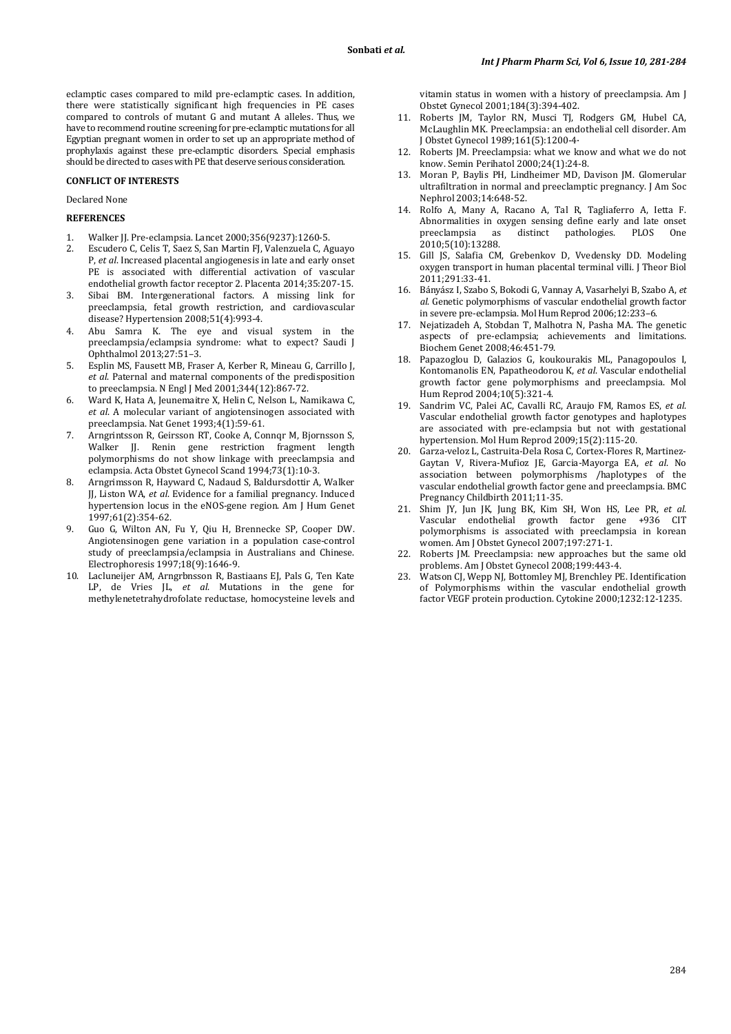eclamptic cases compared to mild pre-eclamptic cases. In addition, there were statistically significant high frequencies in PE cases compared to controls of mutant G and mutant A alleles. Thus, we have to recommend routine screening for pre-eclamptic mutations for all Egyptian pregnant women in order to set up an appropriate method of prophylaxis against these pre-eclamptic disorders. Special emphasis should be directed to cases with PE that deserve serious consideration.

## CONFLICT OF INTERESTS

Declared None

## REFERENCES

1. Walker JJ. Pre-eclampsia. Lancet 2000;356(9237):1260-5.
2. Escudero C, Celis T, Saez S, San Martin FJ, Valenzuela C, Aguayo P, *et al*. Increased placental angiogenesis in late and early onset PE is associated with differential activation of vascular endothelial growth factor receptor 2. Placenta 2014;35:207-15.
3. Sibai BM. Intergenerational factors. A missing link for preeclampsia, fetal growth restriction, and cardiovascular disease? Hypertension 2008;51(4):993-4.
4. Abu Samra K. The eye and visual system in the preeclampsia/eclampsia syndrome: what to expect? Saudi J Ophthalmol 2013;27:51–3.
5. Esplin MS, Fausett MB, Fraser A, Kerber R, Mineau G, Carrillo J, *et al*. Paternal and maternal components of the predisposition to preeclampsia. N Engl J Med 2001;344(12):867-72.
6. Ward K, Hata A, Jeunemaitre X, Helin C, Nelson L, Namikawa C, *et al*. A molecular variant of angiotensinogen associated with preeclampsia. Nat Genet 1993;4(1):59-61.
7. Arngrintsson R, Geirsson RT, Cooke A, Connqr M, Bjornsson S, Walker JJ. Renin gene restriction fragment length polymorphisms do not show linkage with preeclampsia and eclampsia. Acta Obstet Gynecol Scand 1994;73(1):10-3.
8. Arngrimsson R, Hayward C, Nadaud S, Baldursdottir A, Walker JJ, Liston WA, *et al*. Evidence for a familial pregnancy. Induced hypertension locus in the eNOS-gene region. Am J Hum Genet 1997;61(2):354-62.
9. Guo G, Wilton AN, Fu Y, Qiu H, Brennecke SP, Cooper DW. Angiotensinogen gene variation in a population case-control study of preeclampsia/eclampsia in Australians and Chinese. Electrophoresis 1997;18(9):1646-9.
10. Lacluneijer AM, Arngrbnsson R, Bastiaans EJ, Pals G, Ten Kate LP, de Vries JL, *et al*. Mutations in the gene for methylenetetrahydrofolate reductase, homocysteine levels and vitamin status in women with a history of preeclampsia. Am J Obstet Gynecol 2001;184(3):394-402.
11. Roberts JM, Taylor RN, Musci TJ, Rodgers GM, Hubel CA, McLaughlin MK. Preeclampsia: an endothelial cell disorder. Am J Obstet Gynecol 1989;161(5):1200-4·
12. Roberts JM. Preeclampsia: what we know and what we do not know. Semin Perihatol 2000;24(1):24-8.
13. Moran P, Baylis PH, Lindheimer MD, Davison JM. Glomerular ultrafiltration in normal and preeclamptic pregnancy. J Am Soc Nephrol 2003;14:648-52.
14. Rolfo A, Many A, Racano A, Tal R, Tagliaferro A, Ietta F. Abnormalities in oxygen sensing define early and late onset preeclampsia as distinct pathologies. PLOS One 2010;5(10):13288.
15. Gill JS, Salafia CM, Grebenkov D, Vvedensky DD. Modeling oxygen transport in human placental terminal villi. J Theor Biol 2011;291:33-41.
16. Bányász I, Szabo S, Bokodi G, Vannay A, Vasarhelyi B, Szabo A, *et al*. Genetic polymorphisms of vascular endothelial growth factor in severe pre-eclampsia. Mol Hum Reprod 2006;12:233–6.
17. Nejatizadeh A, Stobdan T, Malhotra N, Pasha MA. The genetic aspects of pre-eclampsia; achievements and limitations. Biochem Genet 2008;46:451-79.
18. Papazoglou D, Galazios G, koukourakis ML, Panagopoulos I, Kontomanolis EN, Papatheodorou K, *et al*. Vascular endothelial growth factor gene polymorphisms and preeclampsia. Mol Hum Reprod 2004;10(5):321-4.
19. Sandrim VC, Palei AC, Cavalli RC, Araujo FM, Ramos ES, *et al*. Vascular endothelial growth factor genotypes and haplotypes are associated with pre-eclampsia but not with gestational hypertension. Mol Hum Reprod 2009;15(2):115-20.
20. Garza-veloz L, Castruita-Dela Rosa C, Cortex-Flores R, Martinez-Gaytan V, Rivera-Mufioz JE, Garcia-Mayorga EA, *et al*. No association between polymorphisms /haplotypes of the vascular endothelial growth factor gene and preeclampsia. BMC Pregnancy Childbirth 2011;11-35.
21. Shim JY, Jun JK, Jung BK, Kim SH, Won HS, Lee PR, *et al*. Vascular endothelial growth factor gene +936 CIT polymorphisms is associated with preeclampsia in korean women. Am J Obstet Gynecol 2007;197:271-1.
22. Roberts JM. Preeclampsia: new approaches but the same old problems. Am J Obstet Gynecol 2008;199:443-4.
23. Watson CJ, Wepp NJ, Bottomley MJ, Brenchley PE. Identification of Polymorphisms within the vascular endothelial growth factor VEGF protein production. Cytokine 2000;1232:12-1235.